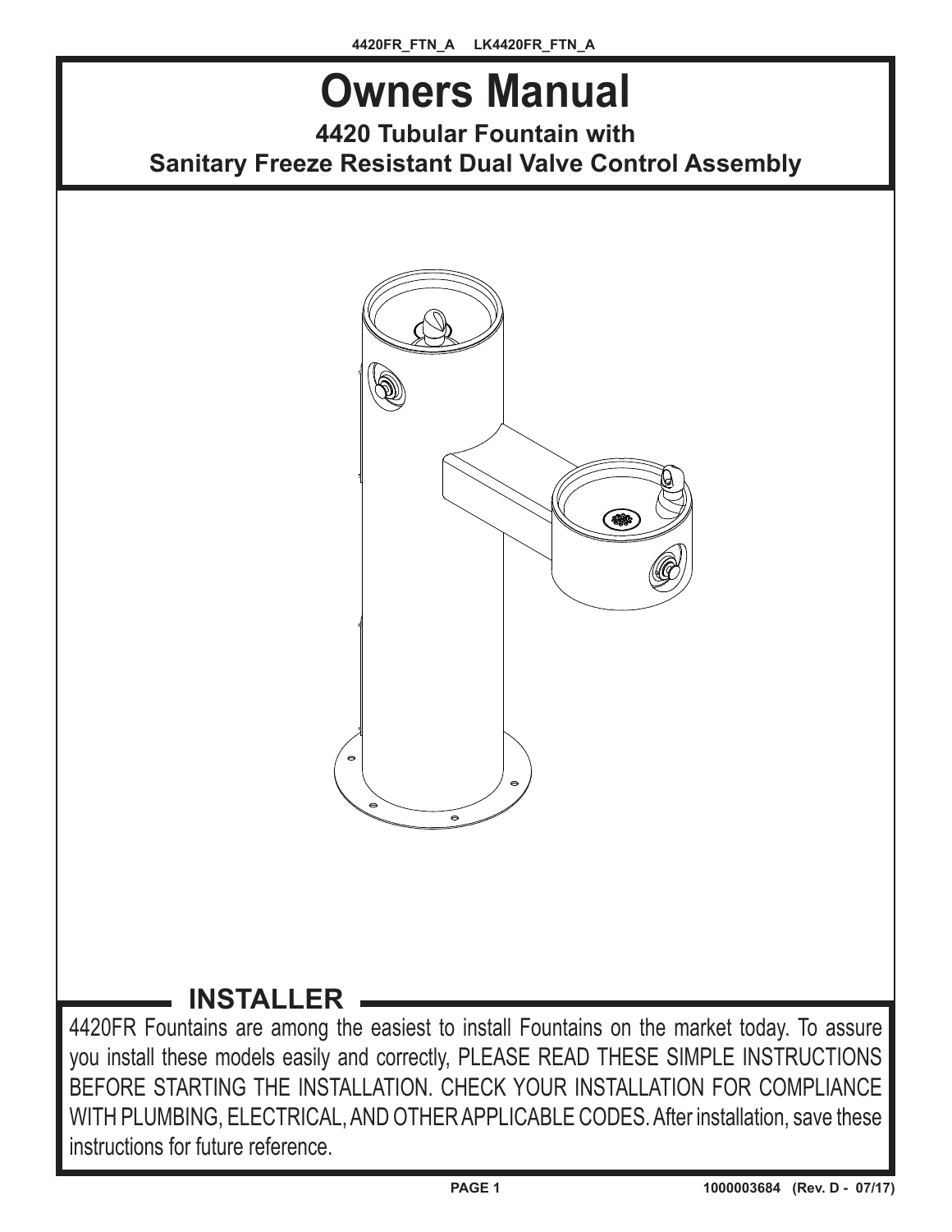4420FR_FTN_A LK4420FR_FTN_A

# Owners Manual

## 4420 Tubular Fountain with Sanitary Freeze Resistant Dual Valve Control Assembly

## INSTALLER

4420FR Fountains are among the easiest to install Fountains on the market today. To assure you install these models easily and correctly, PLEASE READ THESE SIMPLE INSTRUCTIONS BEFORE STARTING THE INSTALLATION. CHECK YOUR INSTALLATION FOR COMPLIANCE WITH PLUMBING, ELECTRICAL, AND OTHER APPLICABLE CODES. After installation, save these instructions for future reference.

1000003684 (Rev. D - 07/17)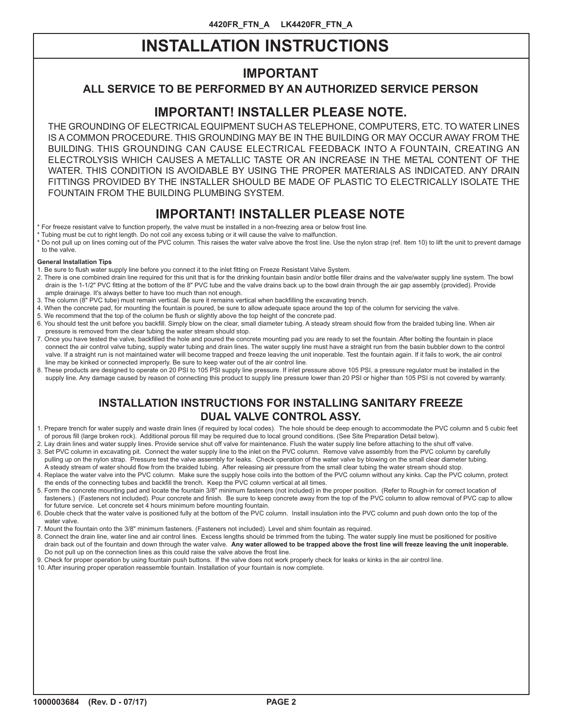# INSTALLATION INSTRUCTIONS

## IMPORTANT

### ALL SERVICE TO BE PERFORMED BY AN AUTHORIZED SERVICE PERSON

## IMPORTANT! INSTALLER PLEASE NOTE.

THE GROUNDING OF ELECTRICAL EQUIPMENT SUCH AS TELEPHONE, COMPUTERS, ETC. TO WATER LINES IS A COMMON PROCEDURE. THIS GROUNDING MAY BE IN THE BUILDING OR MAY OCCUR AWAY FROM THE BUILDING. THIS GROUNDING CAN CAUSE ELECTRICAL FEEDBACK INTO A FOUNTAIN, CREATING AN ELECTROLYSIS WHICH CAUSES A METALLIC TASTE OR AN INCREASE IN THE METAL CONTENT OF THE WATER. THIS CONDITION IS AVOIDABLE BY USING THE PROPER MATERIALS AS INDICATED. ANY DRAIN FITTINGS PROVIDED BY THE INSTALLER SHOULD BE MADE OF PLASTIC TO ELECTRICALLY ISOLATE THE FOUNTAIN FROM THE BUILDING PLUMBING SYSTEM.

## IMPORTANT! INSTALLER PLEASE NOTE

* For freeze resistant valve to function properly, the valve must be installed in a non-freezing area or below frost line.
* Tubing must be cut to right length. Do not coil any excess tubing or it will cause the valve to malfunction.
* Do not pull up on lines coming out of the PVC column. This raises the water valve above the frost line. Use the nylon strap (ref. Item 10) to lift the unit to prevent damage to the valve.

**General Installation Tips**

1. Be sure to flush water supply line before you connect it to the inlet fitting on Freeze Resistant Valve System.
2. There is one combined drain line required for this unit that is for the drinking fountain basin and/or bottle filler drains and the valve/water supply line system. The bowl drain is the 1-1/2" PVC fitting at the bottom of the 8" PVC tube and the valve drains back up to the bowl drain through the air gap assembly (provided). Provide ample drainage. It's always better to have too much than not enough.
3. The column (8" PVC tube) must remain vertical. Be sure it remains vertical when backfilling the excavating trench.
4. When the concrete pad, for mounting the fountain is poured, be sure to allow adequate space around the top of the column for servicing the valve.
5. We recommend that the top of the column be flush or slightly above the top height of the concrete pad.
6. You should test the unit before you backfill. Simply blow on the clear, small diameter tubing. A steady stream should flow from the braided tubing line. When air pressure is removed from the clear tubing the water stream should stop.
7. Once you have tested the valve, backfilled the hole and poured the concrete mounting pad you are ready to set the fountain. After bolting the fountain in place connect the air control valve tubing, supply water tubing and drain lines. The water supply line must have a straight run from the basin bubbler down to the control valve. If a straight run is not maintained water will become trapped and freeze leaving the unit inoperable. Test the fountain again. If it fails to work, the air control line may be kinked or connected improperly. Be sure to keep water out of the air control line.
8. These products are designed to operate on 20 PSI to 105 PSI supply line pressure. If inlet pressure above 105 PSI, a pressure regulator must be installed in the supply line. Any damage caused by reason of connecting this product to supply line pressure lower than 20 PSI or higher than 105 PSI is not covered by warranty.

## INSTALLATION INSTRUCTIONS FOR INSTALLING SANITARY FREEZE DUAL VALVE CONTROL ASSY.

1. Prepare trench for water supply and waste drain lines (if required by local codes). The hole should be deep enough to accommodate the PVC column and 5 cubic feet of porous fill (large broken rock). Additional porous fill may be required due to local ground conditions. (See Site Preparation Detail below).
2. Lay drain lines and water supply lines. Provide service shut off valve for maintenance. Flush the water supply line before attaching to the shut off valve.
3. Set PVC column in excavating pit. Connect the water supply line to the inlet on the PVC column. Remove valve assembly from the PVC column by carefully pulling up on the nylon strap. Pressure test the valve assembly for leaks. Check operation of the water valve by blowing on the small clear diameter tubing. A steady stream of water should flow from the braided tubing. After releasing air pressure from the small clear tubing the water stream should stop.
4. Replace the water valve into the PVC column. Make sure the supply hose coils into the bottom of the PVC column without any kinks. Cap the PVC column, protect the ends of the connecting tubes and backfill the trench. Keep the PVC column vertical at all times.
5. Form the concrete mounting pad and locate the fountain 3/8" minimum fasteners (not included) in the proper position. (Refer to Rough-in for correct location of fasteners.) (Fasteners not included). Pour concrete and finish. Be sure to keep concrete away from the top of the PVC column to allow removal of PVC cap to allow for future service. Let concrete set 4 hours minimum before mounting fountain.
6. Double check that the water valve is positioned fully at the bottom of the PVC column. Install insulation into the PVC column and push down onto the top of the water valve.
7. Mount the fountain onto the 3/8" minimum fasteners. (Fasteners not included). Level and shim fountain as required.
8. Connect the drain line, water line and air control lines. Excess lengths should be trimmed from the tubing. The water supply line must be positioned for positive drain back out of the fountain and down through the water valve. **Any water allowed to be trapped above the frost line will freeze leaving the unit inoperable.** Do not pull up on the connection lines as this could raise the valve above the frost line.
9. Check for proper operation by using fountain push buttons. If the valve does not work properly check for leaks or kinks in the air control line.
10. After insuring proper operation reassemble fountain. Installation of your fountain is now complete.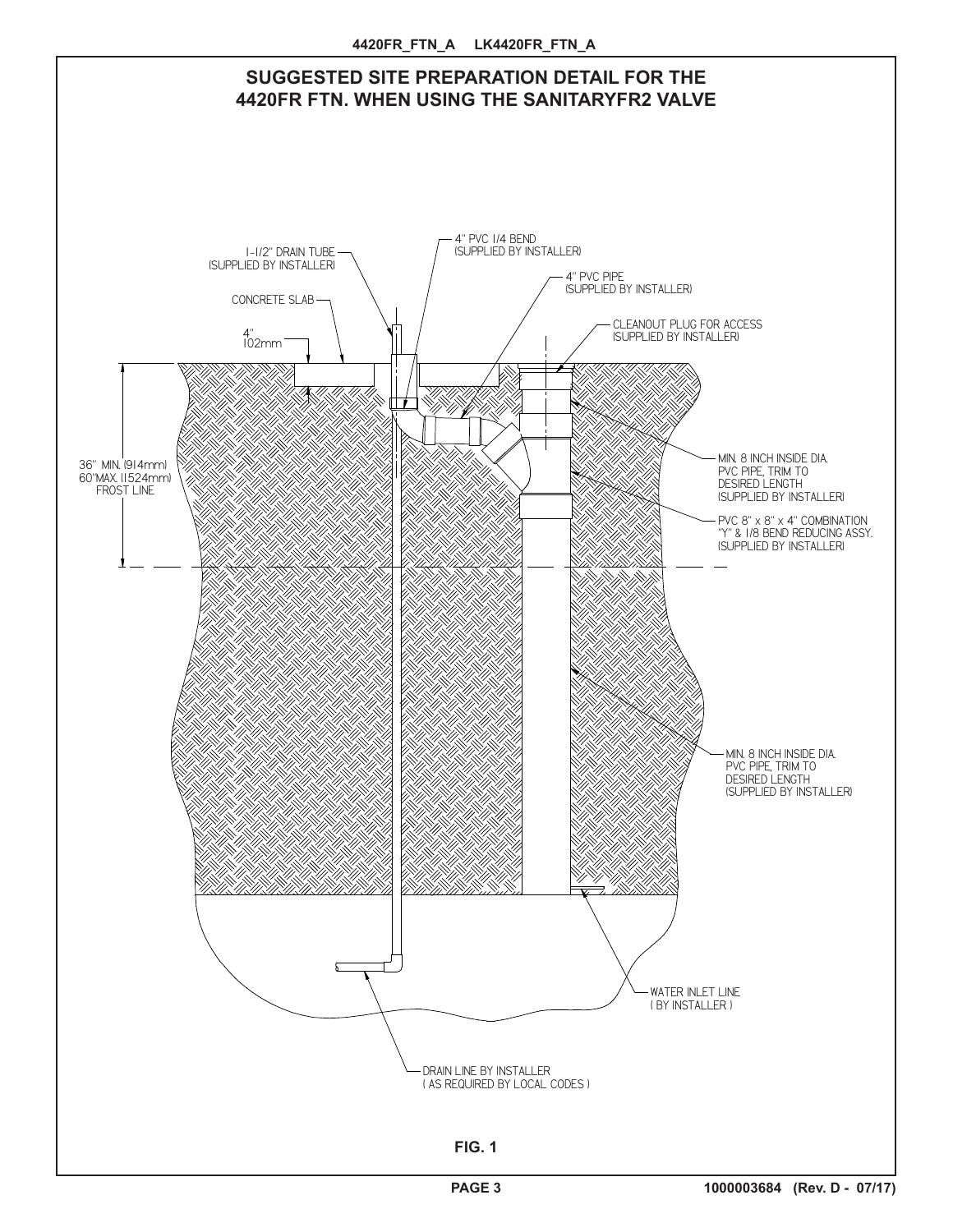## SUGGESTED SITE PREPARATION DETAIL FOR THE 4420FR FTN. WHEN USING THE SANITARYFR2 VALVE

1-1/2" DRAIN TUBE (SUPPLIED BY INSTALLER)

4" PVC 1/4 BEND (SUPPLIED BY INSTALLER)

4" PVC PIPE (SUPPLIED BY INSTALLER)

CONCRETE SLAB

4" 102mm

CLEANOUT PLUG FOR ACCESS (SUPPLIED BY INSTALLER)

36" MIN. (914mm) 60"MAX. (1524mm) FROST LINE

MIN. 8 INCH INSIDE DIA. PVC PIPE, TRIM TO DESIRED LENGTH (SUPPLIED BY INSTALLER)

PVC 8" x 8" x 4" COMBINATION "Y" & 1/8 BEND REDUCING ASSY. (SUPPLIED BY INSTALLER)

MIN. 8 INCH INSIDE DIA. PVC PIPE, TRIM TO DESIRED LENGTH (SUPPLIED BY INSTALLER)

WATER INLET LINE (BY INSTALLER)

DRAIN LINE BY INSTALLER (AS REQUIRED BY LOCAL CODES)

**FIG. 1**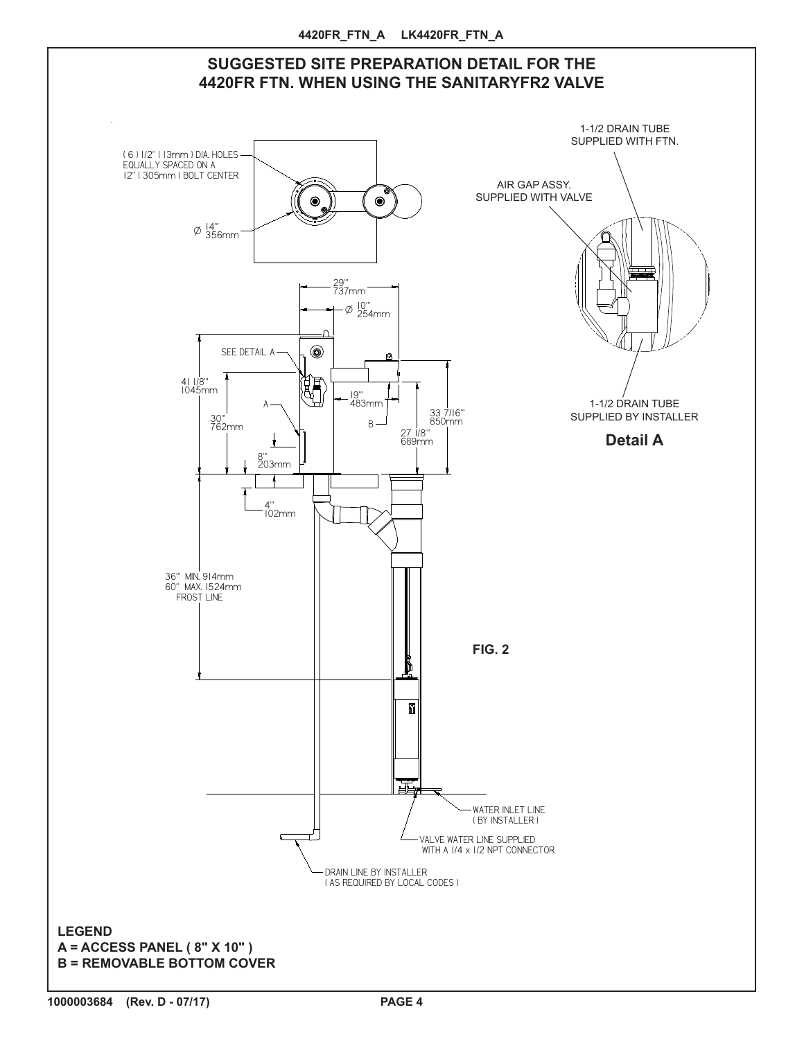## SUGGESTED SITE PREPARATION DETAIL FOR THE 4420FR FTN. WHEN USING THE SANITARYFR2 VALVE

( 6 ) 1/2" ( 13mm ) DIA. HOLES EQUALLY SPACED ON A 12" ( 305mm ) BOLT CENTER

Ø 14" 356mm

29" 737mm

Ø 10" 254mm

SEE DETAIL A

41 1/8" 1045mm

30" 762mm

A

19" 483mm

B

33 7/16" 850mm

27 1/8" 689mm

8" 203mm

4" 102mm

36" MIN. 914mm
60" MAX. 1524mm
FROST LINE

1-1/2 DRAIN TUBE SUPPLIED WITH FTN.

AIR GAP ASSY. SUPPLIED WITH VALVE

1-1/2 DRAIN TUBE SUPPLIED BY INSTALLER

**Detail A**

**FIG. 2**

WATER INLET LINE ( BY INSTALLER )

VALVE WATER LINE SUPPLIED WITH A 1/4 x 1/2 NPT CONNECTOR

DRAIN LINE BY INSTALLER ( AS REQUIRED BY LOCAL CODES )

**LEGEND**
**A = ACCESS PANEL ( 8" X 10" )**
**B = REMOVABLE BOTTOM COVER**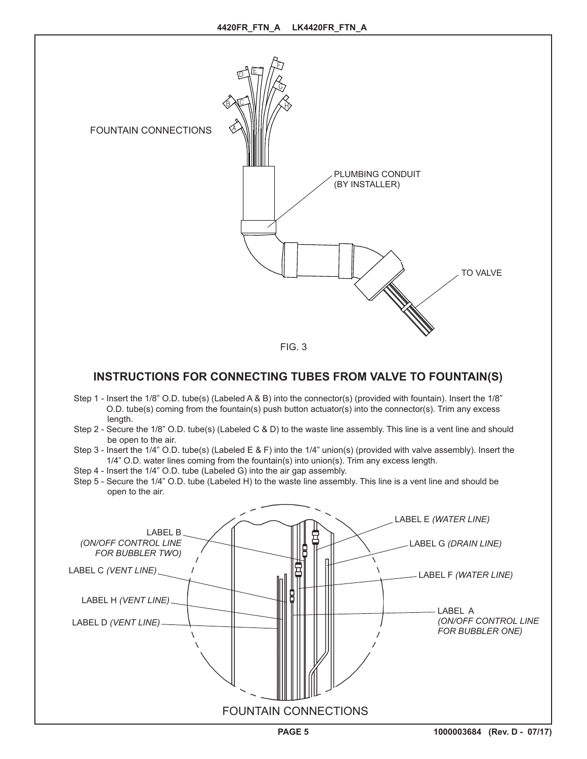FOUNTAIN CONNECTIONS

PLUMBING CONDUIT
(BY INSTALLER)

TO VALVE

FIG. 3

## INSTRUCTIONS FOR CONNECTING TUBES FROM VALVE TO FOUNTAIN(S)

Step 1 - Insert the 1/8” O.D. tube(s) (Labeled A & B) into the connector(s) (provided with fountain). Insert the 1/8” O.D. tube(s) coming from the fountain(s) push button actuator(s) into the connector(s). Trim any excess length.

Step 2 - Secure the 1/8” O.D. tube(s) (Labeled C & D) to the waste line assembly. This line is a vent line and should be open to the air.

Step 3 - Insert the 1/4” O.D. tube(s) (Labeled E & F) into the 1/4” union(s) (provided with valve assembly). Insert the 1/4” O.D. water lines coming from the fountain(s) into union(s). Trim any excess length.

Step 4 - Insert the 1/4” O.D. tube (Labeled G) into the air gap assembly.

Step 5 - Secure the 1/4” O.D. tube (Labeled H) to the waste line assembly. This line is a vent line and should be open to the air.

LABEL B *(ON/OFF CONTROL LINE FOR BUBBLER TWO)*

LABEL C *(VENT LINE)*

LABEL H *(VENT LINE)*

LABEL D *(VENT LINE)*

LABEL E *(WATER LINE)*

LABEL G *(DRAIN LINE)*

LABEL F *(WATER LINE)*

LABEL A *(ON/OFF CONTROL LINE FOR BUBBLER ONE)*

FOUNTAIN CONNECTIONS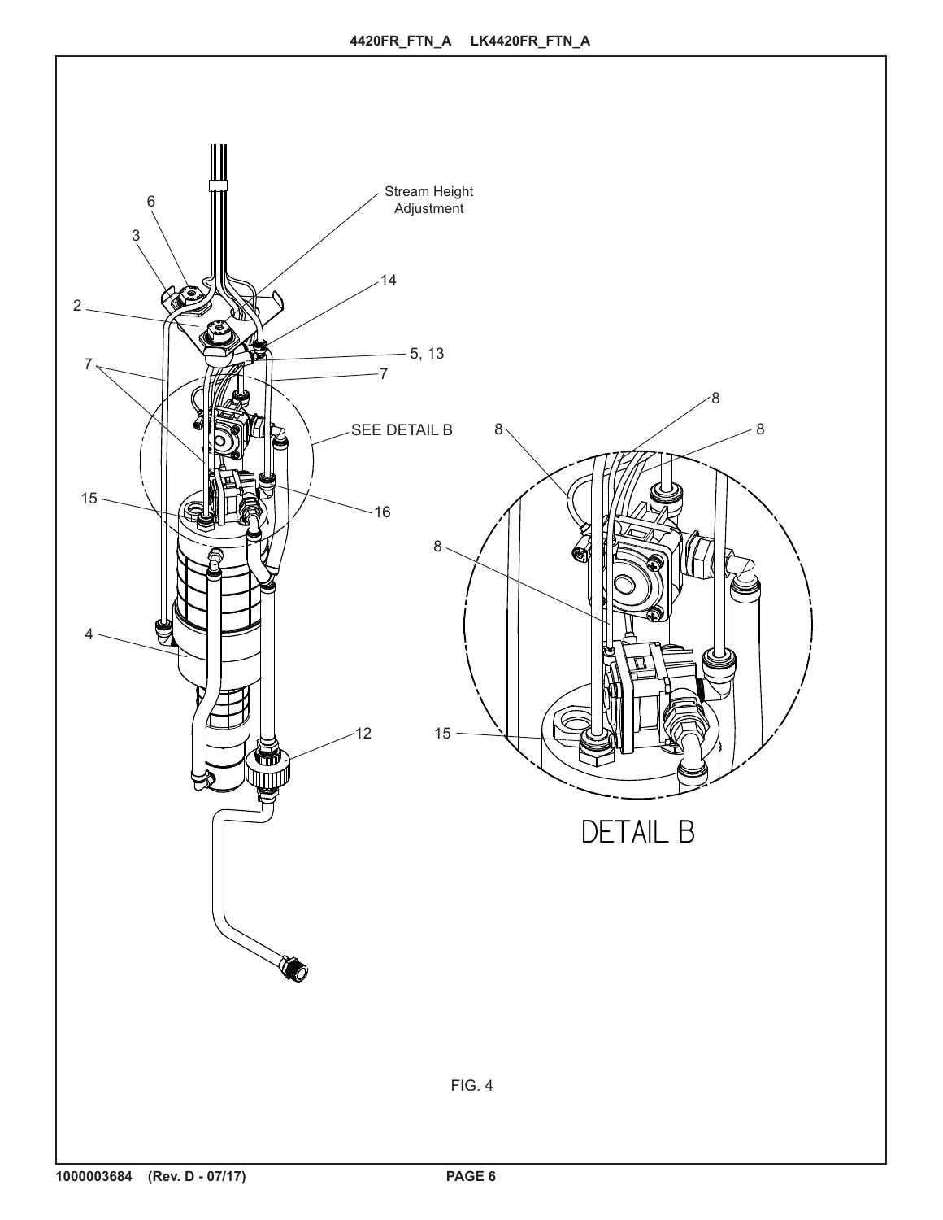Stream Height Adjustment

6

3

2

14

5, 13

7

7

SEE DETAIL B

15

16

4

12

8

8

8

8

15

DETAIL B

FIG. 4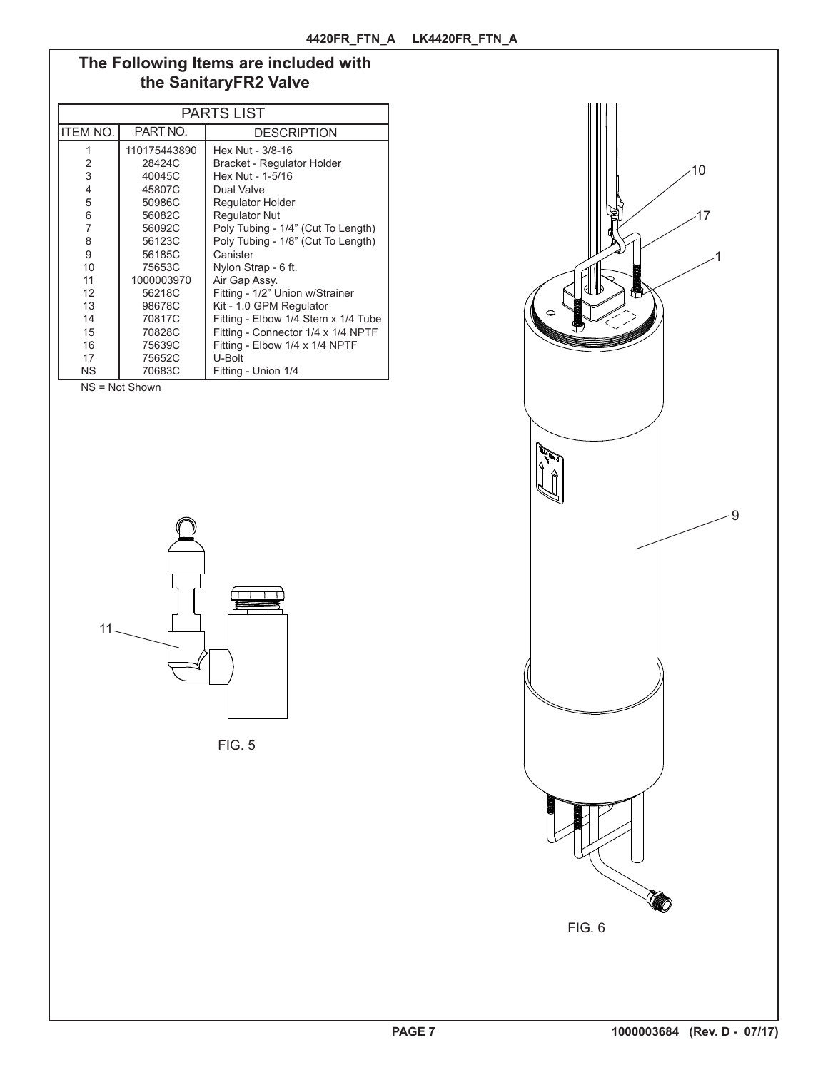## The Following Items are included with the SanitaryFR2 Valve

| PARTS LIST | | |
|---|---|---|
| ITEM NO. | PART NO. | DESCRIPTION |
| 1 | 110175443890 | Hex Nut - 3/8-16 |
| 2 | 28424C | Bracket - Regulator Holder |
| 3 | 40045C | Hex Nut - 1-5/16 |
| 4 | 45807C | Dual Valve |
| 5 | 50986C | Regulator Holder |
| 6 | 56082C | Regulator Nut |
| 7 | 56092C | Poly Tubing - 1/4" (Cut To Length) |
| 8 | 56123C | Poly Tubing - 1/8" (Cut To Length) |
| 9 | 56185C | Canister |
| 10 | 75653C | Nylon Strap - 6 ft. |
| 11 | 1000003970 | Air Gap Assy. |
| 12 | 56218C | Fitting - 1/2" Union w/Strainer |
| 13 | 98678C | Kit - 1.0 GPM Regulator |
| 14 | 70817C | Fitting - Elbow 1/4 Stem x 1/4 Tube |
| 15 | 70828C | Fitting - Connector 1/4 x 1/4 NPTF |
| 16 | 75639C | Fitting - Elbow 1/4 x 1/4 NPTF |
| 17 | 75652C | U-Bolt |
| NS | 70683C | Fitting - Union 1/4 |

NS = Not Shown

11

FIG. 5

10

17

1

9

FIG. 6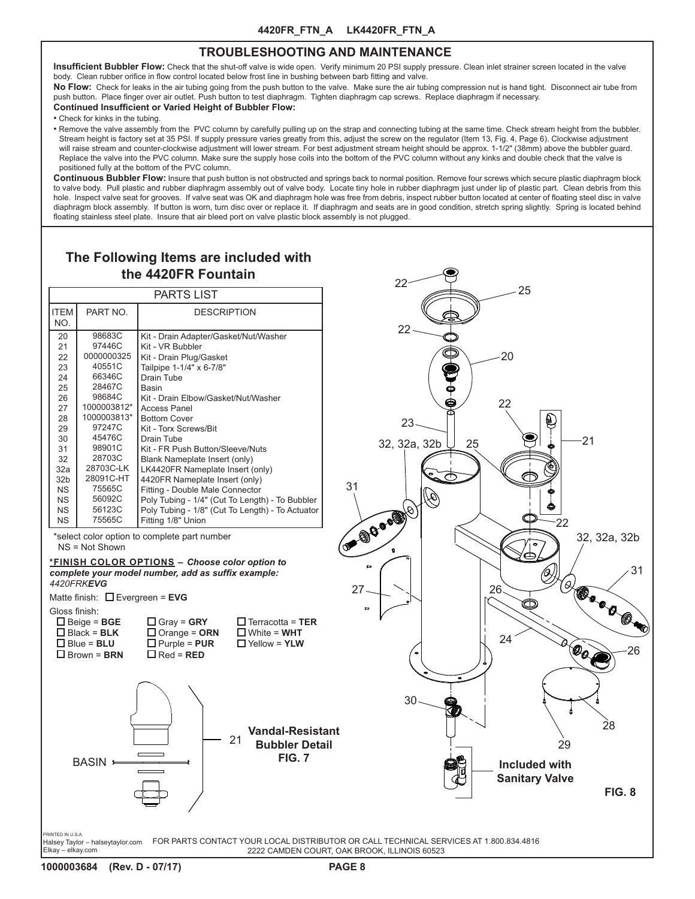## TROUBLESHOOTING AND MAINTENANCE

**Insufficient Bubbler Flow:** Check that the shut-off valve is wide open. Verify minimum 20 PSI supply pressure. Clean inlet strainer screen located in the valve body. Clean rubber orifice in flow control located below frost line in bushing between barb fitting and valve.

**No Flow:** Check for leaks in the air tubing going from the push button to the valve. Make sure the air tubing compression nut is hand tight. Disconnect air tube from push button. Place finger over air outlet. Push button to test diaphragm. Tighten diaphragm cap screws. Replace diaphragm if necessary.

**Continued Insufficient or Varied Height of Bubbler Flow:**

- Check for kinks in the tubing.
- Remove the valve assembly from the PVC column by carefully pulling up on the strap and connecting tubing at the same time. Check stream height from the bubbler. Stream height is factory set at 35 PSI. If supply pressure varies greatly from this, adjust the screw on the regulator (Item 13, Fig. 4, Page 6). Clockwise adjustment will raise stream and counter-clockwise adjustment will lower stream. For best adjustment stream height should be approx. 1-1/2" (38mm) above the bubbler guard. Replace the valve into the PVC column. Make sure the supply hose coils into the bottom of the PVC column without any kinks and double check that the valve is positioned fully at the bottom of the PVC column.

**Continuous Bubbler Flow:** Insure that push button is not obstructed and springs back to normal position. Remove four screws which secure plastic diaphragm block to valve body. Pull plastic and rubber diaphragm assembly out of valve body. Locate tiny hole in rubber diaphragm just under lip of plastic part. Clean debris from this hole. Inspect valve seat for grooves. If valve seat was OK and diaphragm hole was free from debris, inspect rubber button located at center of floating steel disc in valve diaphragm block assembly. If button is worn, turn disc over or replace it. If diaphragm and seats are in good condition, stretch spring slightly. Spring is located behind floating stainless steel plate. Insure that air bleed port on valve plastic block assembly is not plugged.

## The Following Items are included with the 4420FR Fountain

PARTS LIST

| ITEM NO. | PART NO. | DESCRIPTION |
|---|---|---|
| 20 | 98683C | Kit - Drain Adapter/Gasket/Nut/Washer |
| 21 | 97446C | Kit - VR Bubbler |
| 22 | 0000000325 | Kit - Drain Plug/Gasket |
| 23 | 40551C | Tailpipe 1-1/4" x 6-7/8" |
| 24 | 66346C | Drain Tube |
| 25 | 28467C | Basin |
| 26 | 98684C | Kit - Drain Elbow/Gasket/Nut/Washer |
| 27 | 1000003812* | Access Panel |
| 28 | 1000003813* | Bottom Cover |
| 29 | 97247C | Kit - Torx Screws/Bit |
| 30 | 45476C | Drain Tube |
| 31 | 98901C | Kit - FR Push Button/Sleeve/Nuts |
| 32 | 28703C | Blank Nameplate Insert (only) |
| 32a | 28703C-LK | LK4420FR Nameplate Insert (only) |
| 32b | 28091C-HT | 4420FR Nameplate Insert (only) |
| NS | 75565C | Fitting - Double Male Connector |
| NS | 56092C | Poly Tubing - 1/4" (Cut To Length) - To Bubbler |
| NS | 56123C | Poly Tubing - 1/8" (Cut To Length) - To Actuator |
| NS | 75565C | Fitting 1/8" Union |

*select color option to complete part number
NS = Not Shown

**\*FINISH COLOR OPTIONS** – ***Choose color option to complete your model number, add as suffix example:*** *4420FRK**EVG***

Matte finish: ☐ Evergreen = **EVG**

Gloss finish:
- ☐ Beige = **BGE**
- ☐ Black = **BLK**
- ☐ Blue = **BLU**
- ☐ Brown = **BRN**
- ☐ Gray = **GRY**
- ☐ Orange = **ORN**
- ☐ Purple = **PUR**
- ☐ Red = **RED**
- ☐ Terracotta = **TER**
- ☐ White = **WHT**
- ☐ Yellow = **YLW**

BASIN
21
**Vandal-Resistant Bubbler Detail FIG. 7**

22 25 22 20 22 21 23 32, 32a, 32b 25 31 22 32, 32a, 32b 31 27 26 24 26 30 28 29

**Included with Sanitary Valve**

**FIG. 8**

PRINTED IN U.S.A.
Halsey Taylor – halseytaylor.com
Elkay – elkay.com

FOR PARTS CONTACT YOUR LOCAL DISTRIBUTOR OR CALL TECHNICAL SERVICES AT 1.800.834.4816
2222 CAMDEN COURT, OAK BROOK, ILLINOIS 60523

1000003684 (Rev. D - 07/17)